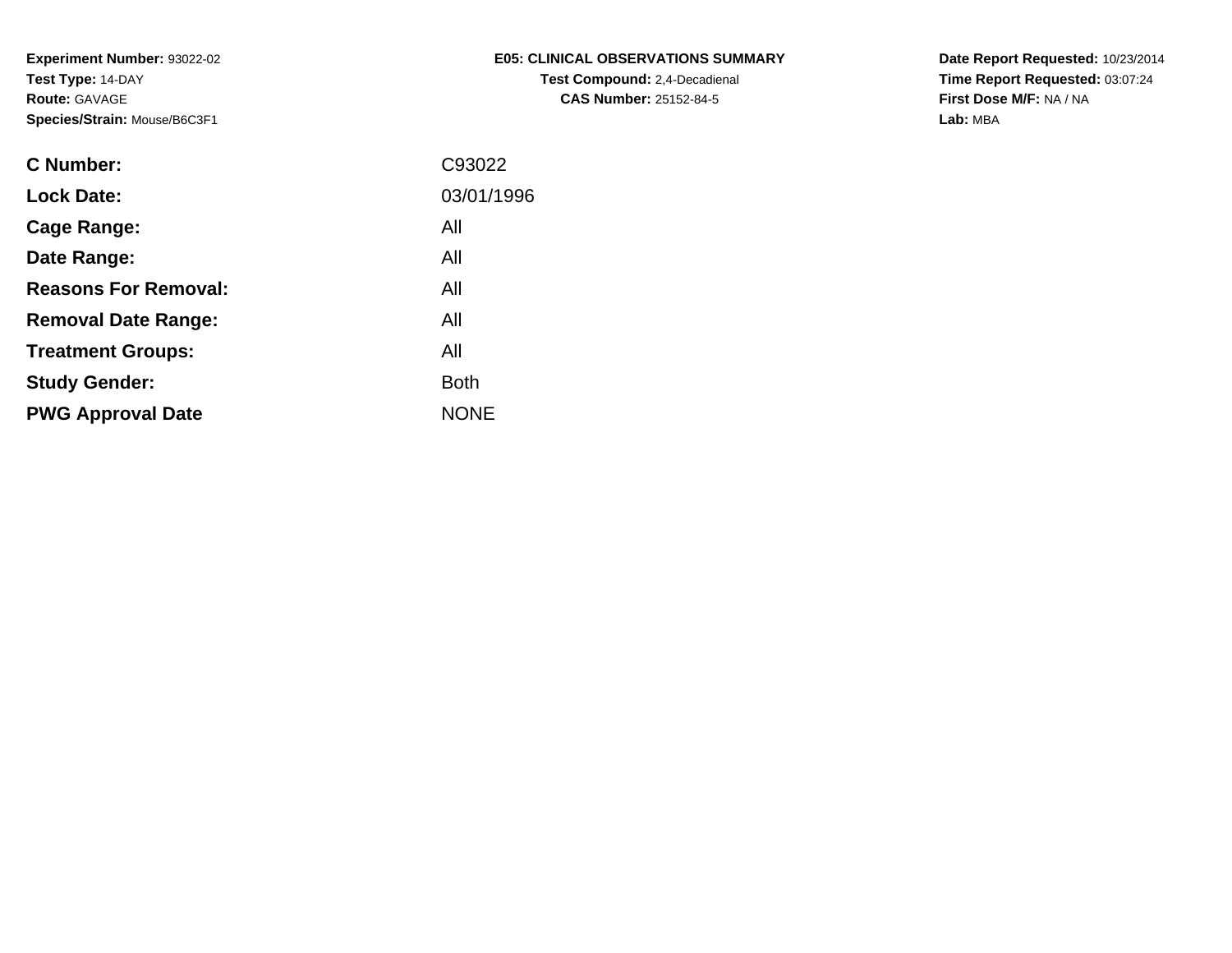**Experiment Number:** 93022-02
**Test Type:** 14-DAY
**Route:** GAVAGE
**Species/Strain:** Mouse/B6C3F1

**E05: CLINICAL OBSERVATIONS SUMMARY**
**Test Compound:** 2,4-Decadienal
**CAS Number:** 25152-84-5

**Date Report Requested:** 10/23/2014
**Time Report Requested:** 03:07:24
**First Dose M/F:** NA / NA
**Lab:** MBA

| | |
|---|---|
| **C Number:** | C93022 |
| **Lock Date:** | 03/01/1996 |
| **Cage Range:** | All |
| **Date Range:** | All |
| **Reasons For Removal:** | All |
| **Removal Date Range:** | All |
| **Treatment Groups:** | All |
| **Study Gender:** | Both |
| **PWG Approval Date** | NONE |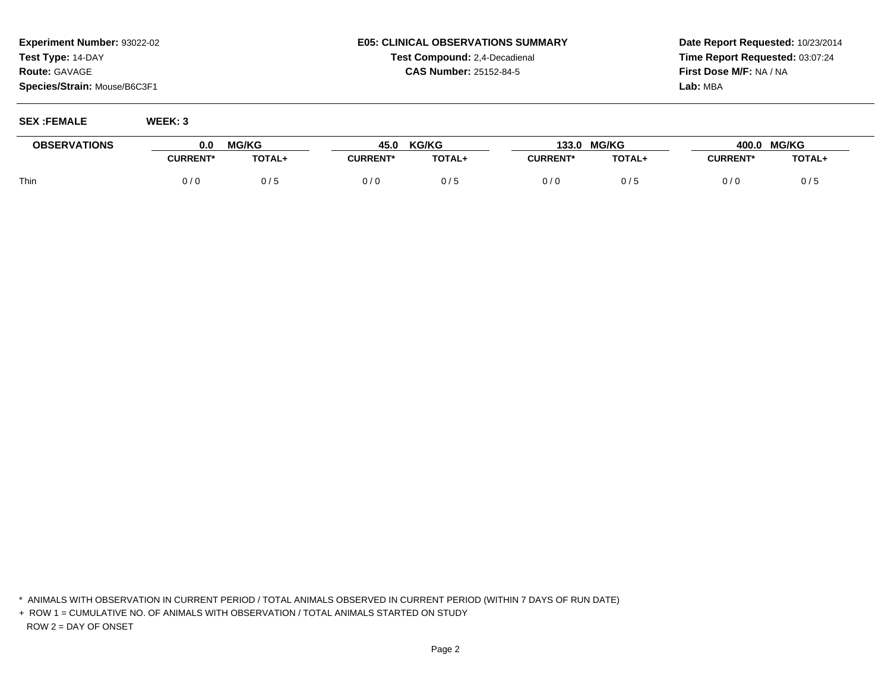**Experiment Number:** 93022-02
**Test Type:** 14-DAY
**Route:** GAVAGE
**Species/Strain:** Mouse/B6C3F1

**E05: CLINICAL OBSERVATIONS SUMMARY**
**Test Compound:** 2,4-Decadienal
**CAS Number:** 25152-84-5

**Date Report Requested:** 10/23/2014
**Time Report Requested:** 03:07:24
**First Dose M/F:** NA / NA
**Lab:** MBA

**SEX :FEMALE** **WEEK: 3**

| OBSERVATIONS | 0.0 MG/KG | | 45.0 KG/KG | | 133.0 MG/KG | | 400.0 MG/KG | |
|---|---|---|---|---|---|---|---|---|
| | CURRENT* | TOTAL+ | CURRENT* | TOTAL+ | CURRENT* | TOTAL+ | CURRENT* | TOTAL+ |
| Thin | 0 / 0 | 0 / 5 | 0 / 0 | 0 / 5 | 0 / 0 | 0 / 5 | 0 / 0 | 0 / 5 |

* ANIMALS WITH OBSERVATION IN CURRENT PERIOD / TOTAL ANIMALS OBSERVED IN CURRENT PERIOD (WITHIN 7 DAYS OF RUN DATE)
+ ROW 1 = CUMULATIVE NO. OF ANIMALS WITH OBSERVATION / TOTAL ANIMALS STARTED ON STUDY
ROW 2 = DAY OF ONSET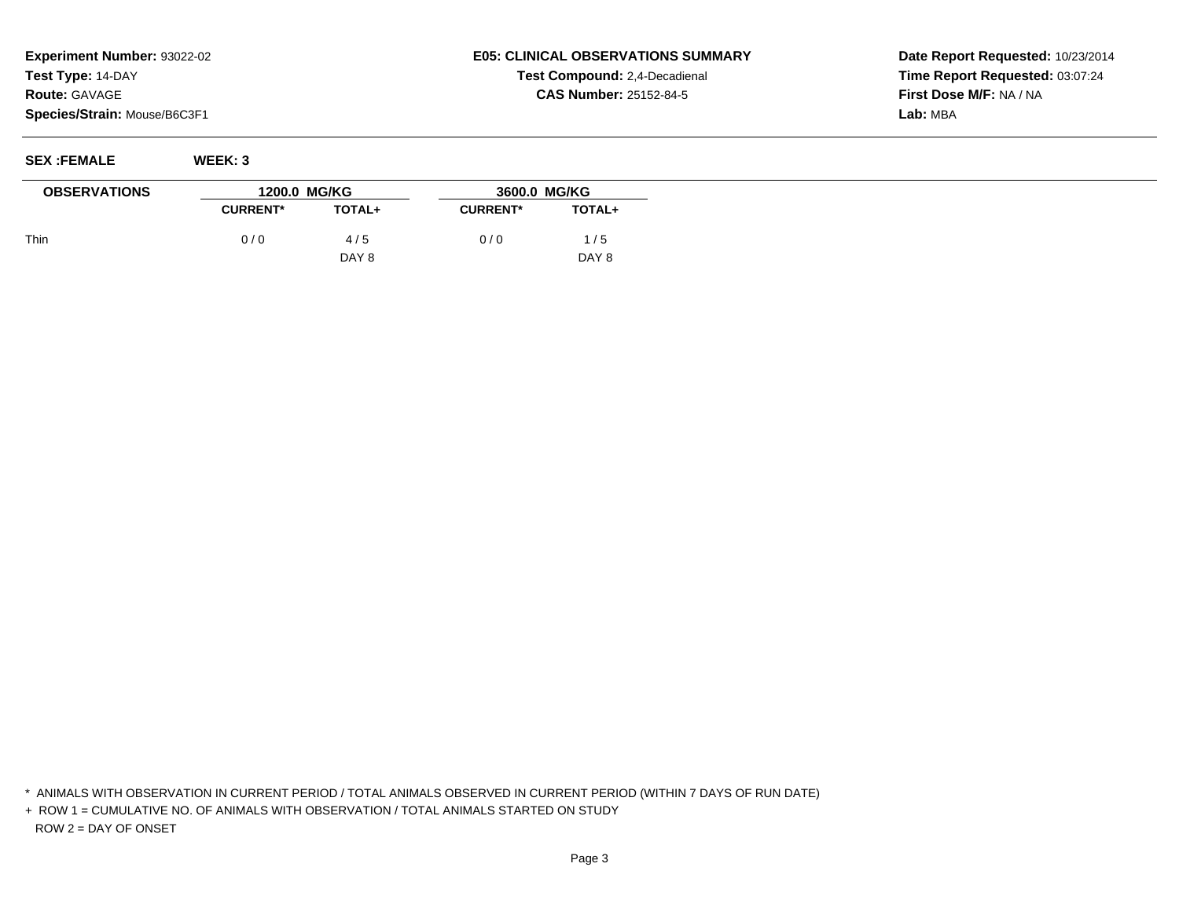**Experiment Number:** 93022-02
**Test Type:** 14-DAY
**Route:** GAVAGE
**Species/Strain:** Mouse/B6C3F1

**E05: CLINICAL OBSERVATIONS SUMMARY**
**Test Compound:** 2,4-Decadienal
**CAS Number:** 25152-84-5

**Date Report Requested:** 10/23/2014
**Time Report Requested:** 03:07:24
**First Dose M/F:** NA / NA
**Lab:** MBA

**SEX :FEMALE** **WEEK: 3**

| OBSERVATIONS | 1200.0 MG/KG | | 3600.0 MG/KG | |
|---|---|---|---|---|
| | CURRENT* | TOTAL+ | CURRENT* | TOTAL+ |
| Thin | 0 / 0 | 4 / 5 | 0 / 0 | 1 / 5 |
| | | DAY 8 | | DAY 8 |

\* ANIMALS WITH OBSERVATION IN CURRENT PERIOD / TOTAL ANIMALS OBSERVED IN CURRENT PERIOD (WITHIN 7 DAYS OF RUN DATE)

\+ ROW 1 = CUMULATIVE NO. OF ANIMALS WITH OBSERVATION / TOTAL ANIMALS STARTED ON STUDY
ROW 2 = DAY OF ONSET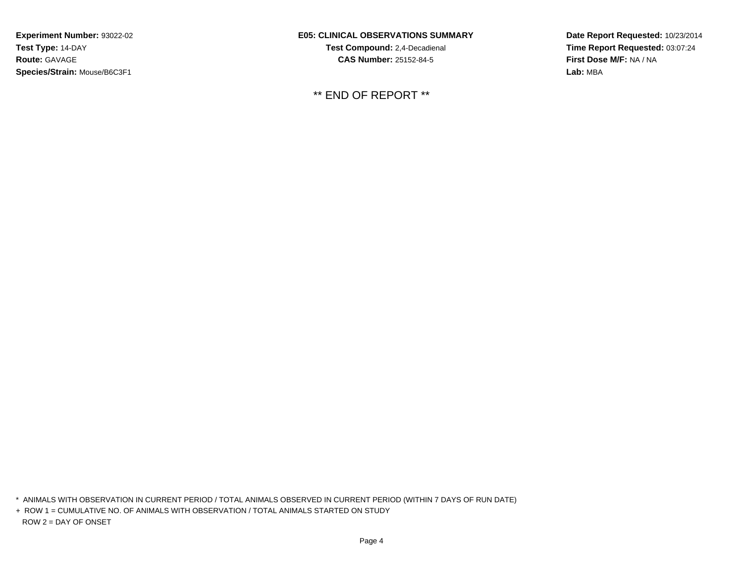**Experiment Number:** 93022-02
**Test Type:** 14-DAY
**Route:** GAVAGE
**Species/Strain:** Mouse/B6C3F1

**E05: CLINICAL OBSERVATIONS SUMMARY**
**Test Compound:** 2,4-Decadienal
**CAS Number:** 25152-84-5

**Date Report Requested:** 10/23/2014
**Time Report Requested:** 03:07:24
**First Dose M/F:** NA / NA
**Lab:** MBA

** END OF REPORT **

* ANIMALS WITH OBSERVATION IN CURRENT PERIOD / TOTAL ANIMALS OBSERVED IN CURRENT PERIOD (WITHIN 7 DAYS OF RUN DATE)
+ ROW 1 = CUMULATIVE NO. OF ANIMALS WITH OBSERVATION / TOTAL ANIMALS STARTED ON STUDY
ROW 2 = DAY OF ONSET